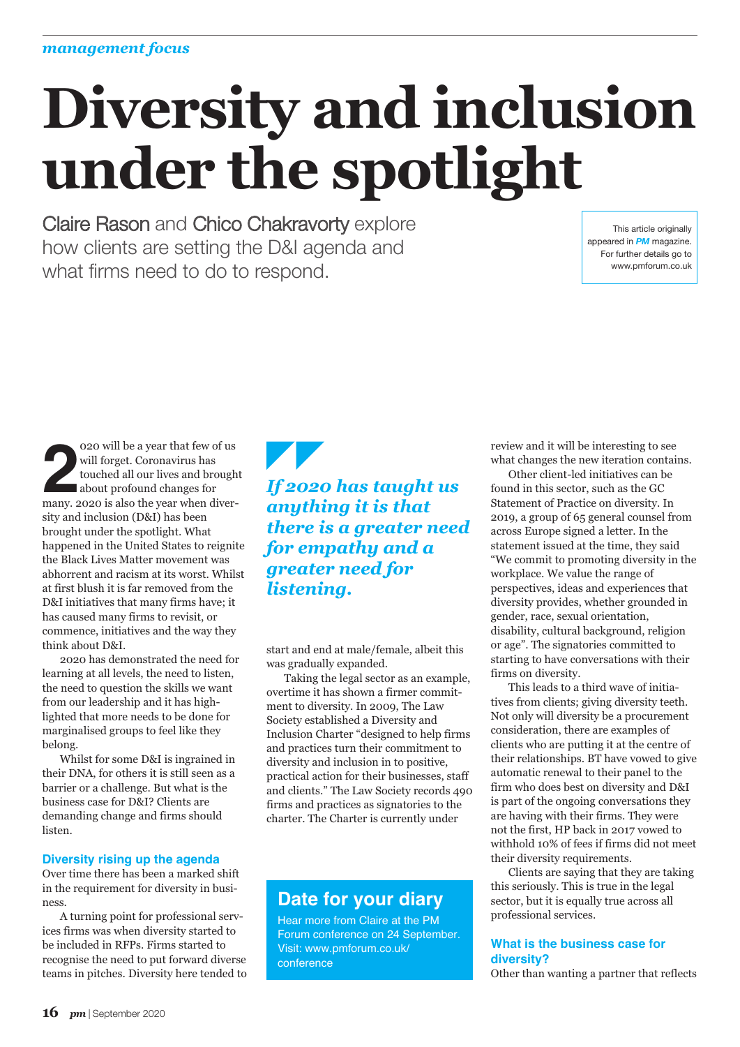*management focus*

# Diversity and inclusion under the spotlight

Claire Rason and Chico Chakravorty explore how clients are setting the D&I agenda and what firms need to do to respond.

This article originally appeared in *PM* magazine. For further details go to www.pmforum.co.uk

2020 will be a year that few of us will forget. Coronavirus has touched all our lives and brought about profound changes for many. 2020 is also the year when diversity and inclusion (D&I) has been brought under the spotlight. What happened in the United States to reignite the Black Lives Matter movement was abhorrent and racism at its worst. Whilst at first blush it is far removed from the D&I initiatives that many firms have; it has caused many firms to revisit, or commence, initiatives and the way they think about D&I.

2020 has demonstrated the need for learning at all levels, the need to listen, the need to question the skills we want from our leadership and it has highlighted that more needs to be done for marginalised groups to feel like they belong.

Whilst for some D&I is ingrained in their DNA, for others it is still seen as a barrier or a challenge. But what is the business case for D&I? Clients are demanding change and firms should listen.

### Diversity rising up the agenda

Over time there has been a marked shift in the requirement for diversity in business.

A turning point for professional services firms was when diversity started to be included in RFPs. Firms started to recognise the need to put forward diverse teams in pitches. Diversity here tended to start and end at male/female, albeit this was gradually expanded.

> ***If 2020 has taught us anything it is that there is a greater need for empathy and a greater need for listening.***

Taking the legal sector as an example, overtime it has shown a firmer commitment to diversity. In 2009, The Law Society established a Diversity and Inclusion Charter "designed to help firms and practices turn their commitment to diversity and inclusion in to positive, practical action for their businesses, staff and clients." The Law Society records 490 firms and practices as signatories to the charter. The Charter is currently under review and it will be interesting to see what changes the new iteration contains.

Other client-led initiatives can be found in this sector, such as the GC Statement of Practice on diversity. In 2019, a group of 65 general counsel from across Europe signed a letter. In the statement issued at the time, they said "We commit to promoting diversity in the workplace. We value the range of perspectives, ideas and experiences that diversity provides, whether grounded in gender, race, sexual orientation, disability, cultural background, religion or age". The signatories committed to starting to have conversations with their firms on diversity.

This leads to a third wave of initiatives from clients; giving diversity teeth. Not only will diversity be a procurement consideration, there are examples of clients who are putting it at the centre of their relationships. BT have vowed to give automatic renewal to their panel to the firm who does best on diversity and D&I is part of the ongoing conversations they are having with their firms. They were not the first, HP back in 2017 vowed to withhold 10% of fees if firms did not meet their diversity requirements.

Clients are saying that they are taking this seriously. This is true in the legal sector, but it is equally true across all professional services.

**Date for your diary**

Hear more from Claire at the PM Forum conference on 24 September. Visit: www.pmforum.co.uk/conference

### What is the business case for diversity?

Other than wanting a partner that reflects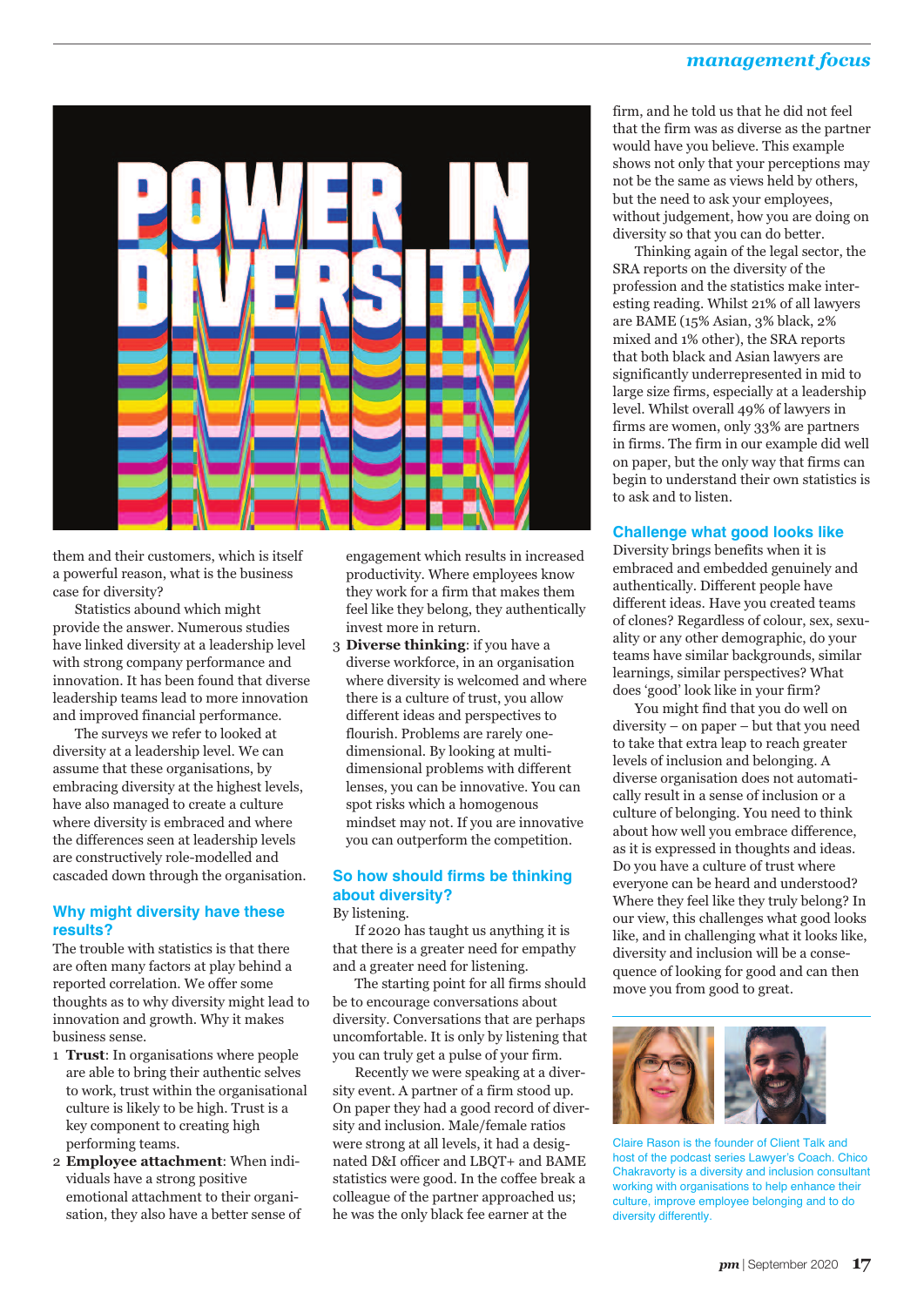them and their customers, which is itself a powerful reason, what is the business case for diversity?

Statistics abound which might provide the answer. Numerous studies have linked diversity at a leadership level with strong company performance and innovation. It has been found that diverse leadership teams lead to more innovation and improved financial performance.

The surveys we refer to looked at diversity at a leadership level. We can assume that these organisations, by embracing diversity at the highest levels, have also managed to create a culture where diversity is embraced and where the differences seen at leadership levels are constructively role-modelled and cascaded down through the organisation.

## Why might diversity have these results?

The trouble with statistics is that there are often many factors at play behind a reported correlation. We offer some thoughts as to why diversity might lead to innovation and growth. Why it makes business sense.

1. **Trust**: In organisations where people are able to bring their authentic selves to work, trust within the organisational culture is likely to be high. Trust is a key component to creating high performing teams.
2. **Employee attachment**: When individuals have a strong positive emotional attachment to their organisation, they also have a better sense of engagement which results in increased productivity. Where employees know they work for a firm that makes them feel like they belong, they authentically invest more in return.
3. **Diverse thinking**: if you have a diverse workforce, in an organisation where diversity is welcomed and where there is a culture of trust, you allow different ideas and perspectives to flourish. Problems are rarely one-dimensional. By looking at multi-dimensional problems with different lenses, you can be innovative. You can spot risks which a homogenous mindset may not. If you are innovative you can outperform the competition.

## So how should firms be thinking about diversity?

By listening.

If 2020 has taught us anything it is that there is a greater need for empathy and a greater need for listening.

The starting point for all firms should be to encourage conversations about diversity. Conversations that are perhaps uncomfortable. It is only by listening that you can truly get a pulse of your firm.

Recently we were speaking at a diversity event. A partner of a firm stood up. On paper they had a good record of diversity and inclusion. Male/female ratios were strong at all levels, it had a designated D&I officer and LBQT+ and BAME statistics were good. In the coffee break a colleague of the partner approached us; he was the only black fee earner at the firm, and he told us that he did not feel that the firm was as diverse as the partner would have you believe. This example shows not only that your perceptions may not be the same as views held by others, but the need to ask your employees, without judgement, how you are doing on diversity so that you can do better.

Thinking again of the legal sector, the SRA reports on the diversity of the profession and the statistics make interesting reading. Whilst 21% of all lawyers are BAME (15% Asian, 3% black, 2% mixed and 1% other), the SRA reports that both black and Asian lawyers are significantly underrepresented in mid to large size firms, especially at a leadership level. Whilst overall 49% of lawyers in firms are women, only 33% are partners in firms. The firm in our example did well on paper, but the only way that firms can begin to understand their own statistics is to ask and to listen.

## Challenge what good looks like

Diversity brings benefits when it is embraced and embedded genuinely and authentically. Different people have different ideas. Have you created teams of clones? Regardless of colour, sex, sexuality or any other demographic, do your teams have similar backgrounds, similar learnings, similar perspectives? What does 'good' look like in your firm?

You might find that you do well on diversity – on paper – but that you need to take that extra leap to reach greater levels of inclusion and belonging. A diverse organisation does not automatically result in a sense of inclusion or a culture of belonging. You need to think about how well you embrace difference, as it is expressed in thoughts and ideas. Do you have a culture of trust where everyone can be heard and understood? Where they feel like they truly belong? In our view, this challenges what good looks like, and in challenging what it looks like, diversity and inclusion will be a consequence of looking for good and can then move you from good to great.

Claire Rason is the founder of Client Talk and host of the podcast series Lawyer's Coach. Chico Chakravorty is a diversity and inclusion consultant working with organisations to help enhance their culture, improve employee belonging and to do diversity differently.